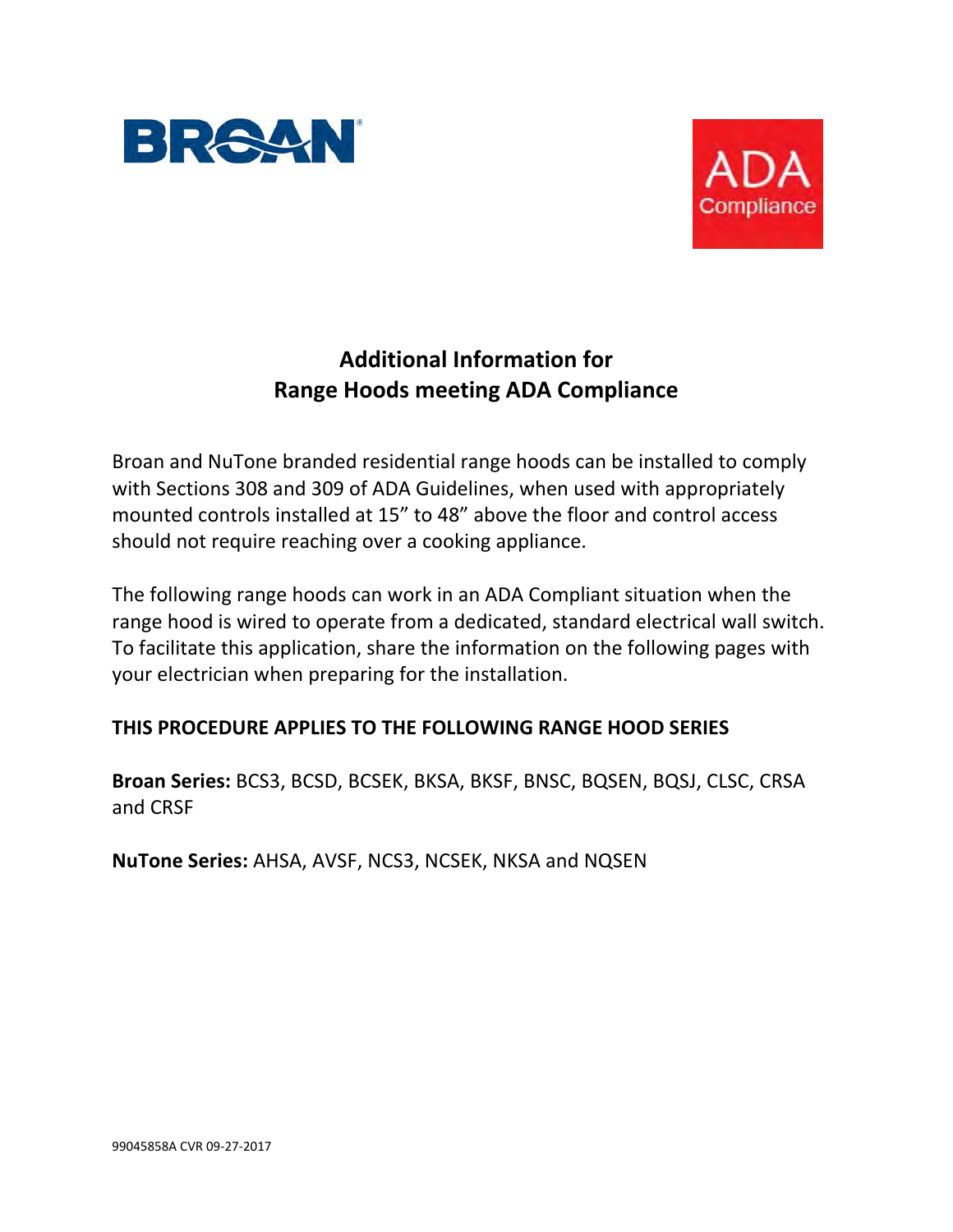BROAN

ADA Compliance

# Additional Information for Range Hoods meeting ADA Compliance

Broan and NuTone branded residential range hoods can be installed to comply with Sections 308 and 309 of ADA Guidelines, when used with appropriately mounted controls installed at 15” to 48” above the floor and control access should not require reaching over a cooking appliance.

The following range hoods can work in an ADA Compliant situation when the range hood is wired to operate from a dedicated, standard electrical wall switch. To facilitate this application, share the information on the following pages with your electrician when preparing for the installation.

**THIS PROCEDURE APPLIES TO THE FOLLOWING RANGE HOOD SERIES**

**Broan Series:** BCS3, BCSD, BCSEK, BKSA, BKSF, BNSC, BQSEN, BQSJ, CLSC, CRSA and CRSF

**NuTone Series:** AHSA, AVSF, NCS3, NCSEK, NKSA and NQSEN

99045858A CVR 09-27-2017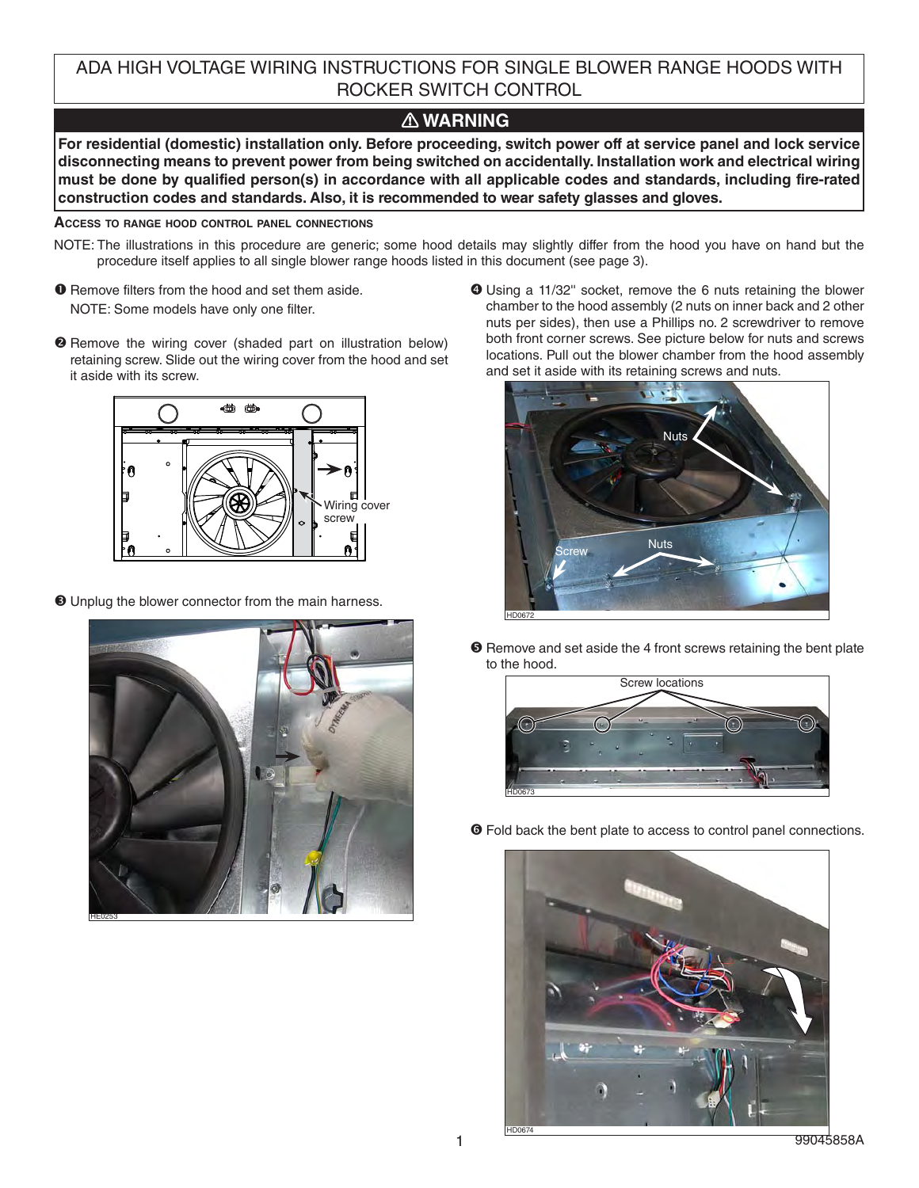# ADA HIGH VOLTAGE WIRING INSTRUCTIONS FOR SINGLE BLOWER RANGE HOODS WITH ROCKER SWITCH CONTROL

## ⚠ WARNING

**For residential (domestic) installation only. Before proceeding, switch power off at service panel and lock service disconnecting means to prevent power from being switched on accidentally. Installation work and electrical wiring must be done by qualified person(s) in accordance with all applicable codes and standards, including fire-rated construction codes and standards. Also, it is recommended to wear safety glasses and gloves.**

### Access to range hood control panel connections

NOTE: The illustrations in this procedure are generic; some hood details may slightly differ from the hood you have on hand but the procedure itself applies to all single blower range hoods listed in this document (see page 3).

❶ Remove filters from the hood and set them aside.
NOTE: Some models have only one filter.

❷ Remove the wiring cover (shaded part on illustration below) retaining screw. Slide out the wiring cover from the hood and set it aside with its screw.

Wiring cover screw

❸ Unplug the blower connector from the main harness.

HE0253

❹ Using a 11/32" socket, remove the 6 nuts retaining the blower chamber to the hood assembly (2 nuts on inner back and 2 other nuts per sides), then use a Phillips no. 2 screwdriver to remove both front corner screws. See picture below for nuts and screws locations. Pull out the blower chamber from the hood assembly and set it aside with its retaining screws and nuts.

Nuts
Screw
Nuts
HD0672

❺ Remove and set aside the 4 front screws retaining the bent plate to the hood.

Screw locations
HD0673

❻ Fold back the bent plate to access to control panel connections.

HD0674

99045858A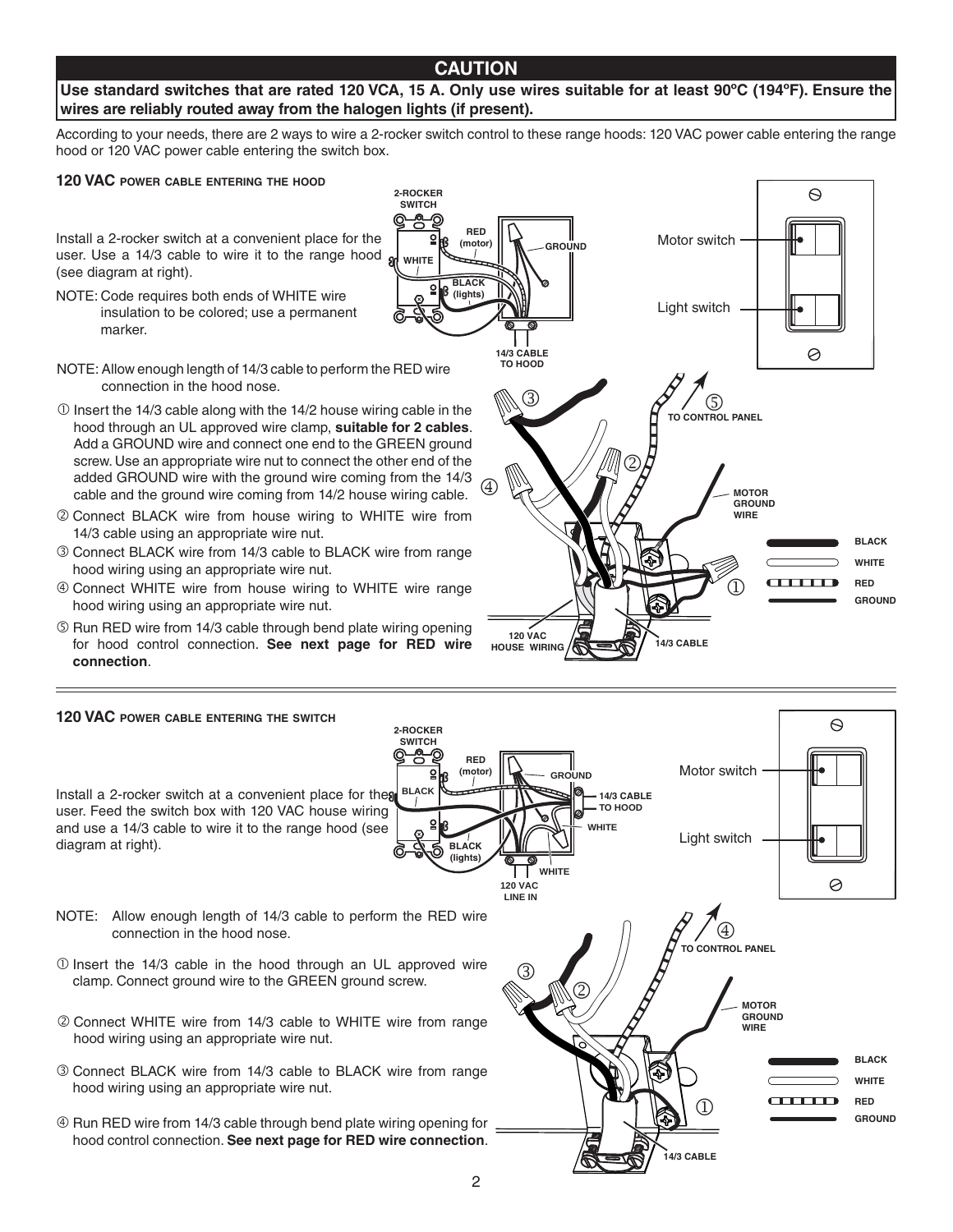## CAUTION

**Use standard switches that are rated 120 VCA, 15 A. Only use wires suitable for at least 90ºC (194ºF). Ensure the wires are reliably routed away from the halogen lights (if present).**

According to your needs, there are 2 ways to wire a 2-rocker switch control to these range hoods: 120 VAC power cable entering the range hood or 120 VAC power cable entering the switch box.

### 120 VAC power cable entering the hood

Install a 2-rocker switch at a convenient place for the user. Use a 14/3 cable to wire it to the range hood (see diagram at right).

NOTE: Code requires both ends of WHITE wire insulation to be colored; use a permanent marker.

NOTE: Allow enough length of 14/3 cable to perform the RED wire connection in the hood nose.

① Insert the 14/3 cable along with the 14/2 house wiring cable in the hood through an UL approved wire clamp, **suitable for 2 cables**. Add a GROUND wire and connect one end to the GREEN ground screw. Use an appropriate wire nut to connect the other end of the added GROUND wire with the ground wire coming from the 14/3 cable and the ground wire coming from 14/2 house wiring cable.

② Connect BLACK wire from house wiring to WHITE wire from 14/3 cable using an appropriate wire nut.

③ Connect BLACK wire from 14/3 cable to BLACK wire from range hood wiring using an appropriate wire nut.

④ Connect WHITE wire from house wiring to WHITE wire range hood wiring using an appropriate wire nut.

⑤ Run RED wire from 14/3 cable through bend plate wiring opening for hood control connection. **See next page for RED wire connection**.

### 120 VAC power cable entering the switch

Install a 2-rocker switch at a convenient place for the user. Feed the switch box with 120 VAC house wiring and use a 14/3 cable to wire it to the range hood (see diagram at right).

NOTE: Allow enough length of 14/3 cable to perform the RED wire connection in the hood nose.

① Insert the 14/3 cable in the hood through an UL approved wire clamp. Connect ground wire to the GREEN ground screw.

② Connect WHITE wire from 14/3 cable to WHITE wire from range hood wiring using an appropriate wire nut.

③ Connect BLACK wire from 14/3 cable to BLACK wire from range hood wiring using an appropriate wire nut.

④ Run RED wire from 14/3 cable through bend plate wiring opening for hood control connection. **See next page for RED wire connection**.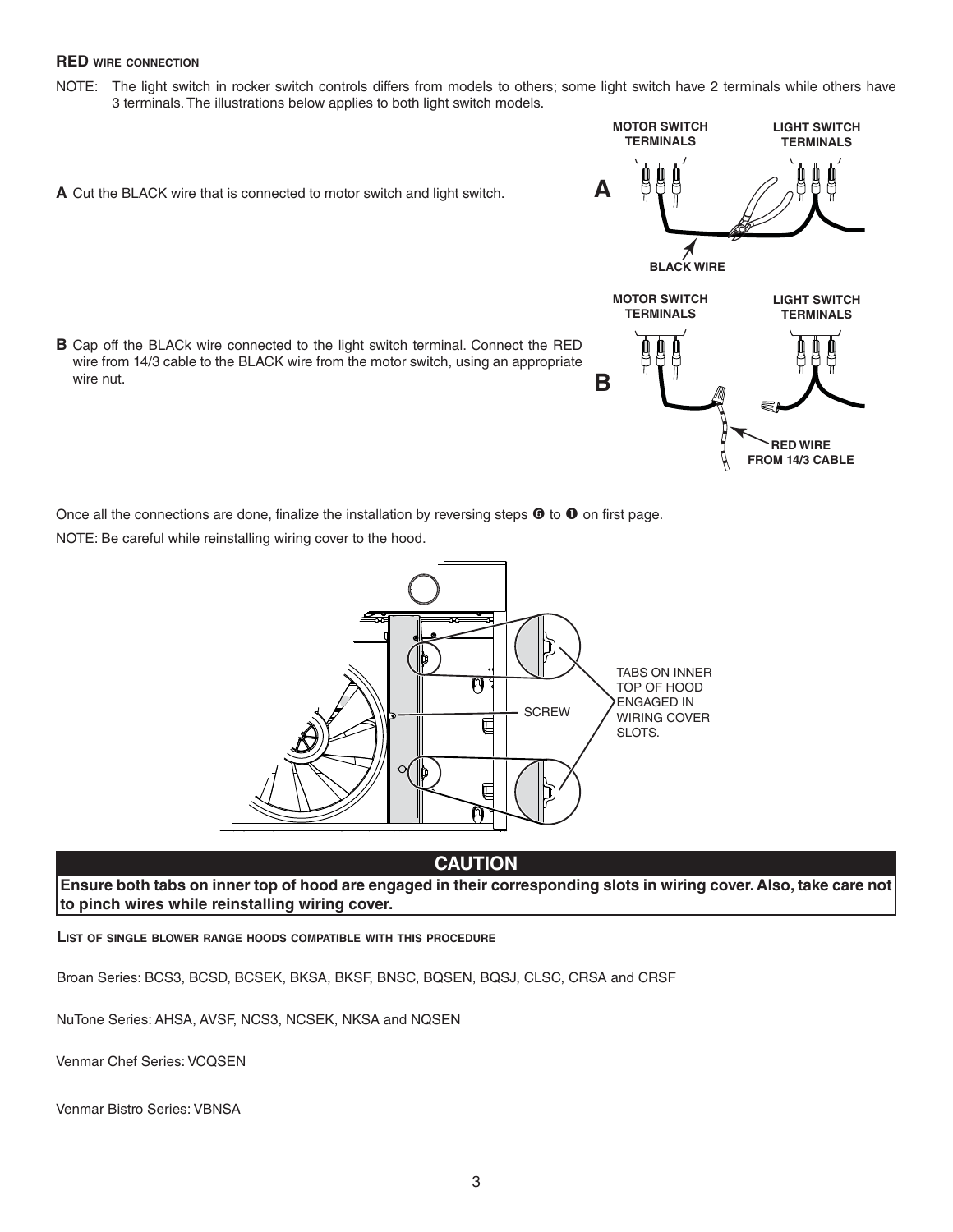### RED WIRE CONNECTION

NOTE: The light switch in rocker switch controls differs from models to others; some light switch have 2 terminals while others have 3 terminals. The illustrations below applies to both light switch models.

**A** Cut the BLACK wire that is connected to motor switch and light switch.

MOTOR SWITCH TERMINALS

LIGHT SWITCH TERMINALS

BLACK WIRE

**B** Cap off the BLACk wire connected to the light switch terminal. Connect the RED wire from 14/3 cable to the BLACK wire from the motor switch, using an appropriate wire nut.

MOTOR SWITCH TERMINALS

LIGHT SWITCH TERMINALS

RED WIRE FROM 14/3 CABLE

Once all the connections are done, finalize the installation by reversing steps ❻ to ❶ on first page.

NOTE: Be careful while reinstalling wiring cover to the hood.

SCREW

TABS ON INNER TOP OF HOOD ENGAGED IN WIRING COVER SLOTS.

## CAUTION

**Ensure both tabs on inner top of hood are engaged in their corresponding slots in wiring cover. Also, take care not to pinch wires while reinstalling wiring cover.**

### LIST OF SINGLE BLOWER RANGE HOODS COMPATIBLE WITH THIS PROCEDURE

Broan Series: BCS3, BCSD, BCSEK, BKSA, BKSF, BNSC, BQSEN, BQSJ, CLSC, CRSA and CRSF

NuTone Series: AHSA, AVSF, NCS3, NCSEK, NKSA and NQSEN

Venmar Chef Series: VCQSEN

Venmar Bistro Series: VBNSA